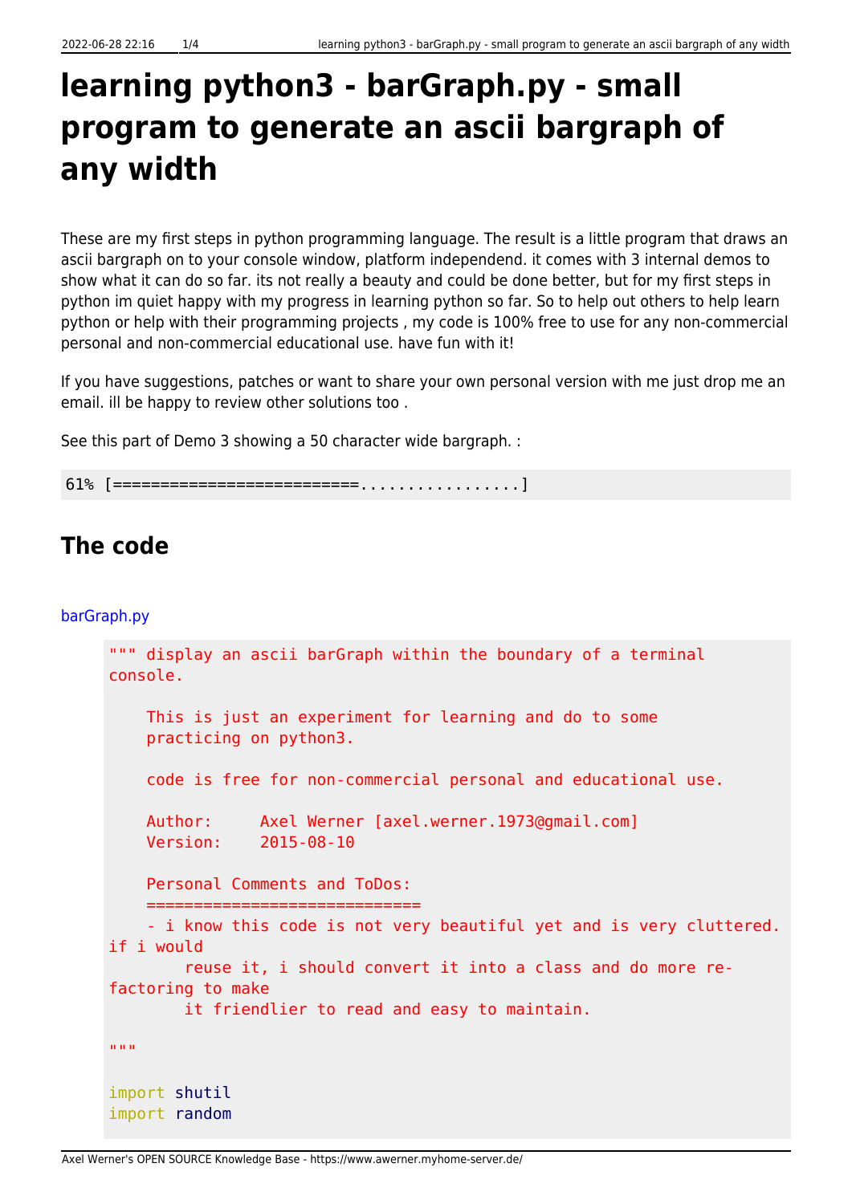# learning python3 - barGraph.py - small program to generate an ascii bargraph of any width

These are my first steps in python programming language. The result is a little program that draws an ascii bargraph on to your console window, platform independend. it comes with 3 internal demos to show what it can do so far. its not really a beauty and could be done better, but for my first steps in python im quiet happy with my progress in learning python so far. So to help out others to help learn python or help with their programming projects , my code is 100% free to use for any non-commercial personal and non-commercial educational use. have fun with it!

If you have suggestions, patches or want to share your own personal version with me just drop me an email. ill be happy to review other solutions too .

See this part of Demo 3 showing a 50 character wide bargraph. :

```
61% [==========================.................]
```

## The code

barGraph.py

```
""" display an ascii barGraph within the boundary of a terminal
console.

    This is just an experiment for learning and do to some
    practicing on python3.

    code is free for non-commercial personal and educational use.

    Author:     Axel Werner [axel.werner.1973@gmail.com]
    Version:    2015-08-10

    Personal Comments and ToDos:
    =============================
    - i know this code is not very beautiful yet and is very cluttered.
if i would
        reuse it, i should convert it into a class and do more re-
factoring to make
        it friendlier to read and easy to maintain.

"""

import shutil
import random
```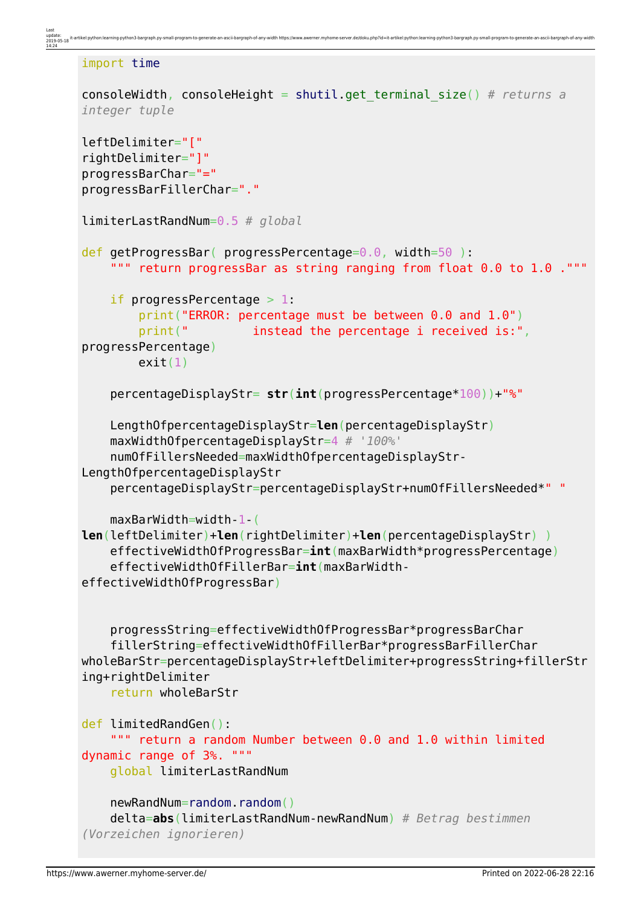```
import time

consoleWidth, consoleHeight = shutil.get_terminal_size() # returns a integer tuple

leftDelimiter="["
rightDelimiter="]"
progressBarChar="="
progressBarFillerChar="."

limiterLastRandNum=0.5 # global

def getProgressBar( progressPercentage=0.0, width=50 ):
    """ return progressBar as string ranging from float 0.0 to 1.0 ."""

    if progressPercentage > 1:
        print("ERROR: percentage must be between 0.0 and 1.0")
        print("         instead the percentage i received is:", progressPercentage)
        exit(1)

    percentageDisplayStr= str(int(progressPercentage*100))+"%"

    LengthOfpercentageDisplayStr=len(percentageDisplayStr)
    maxWidthOfpercentageDisplayStr=4 # '100%'
    numOfFillersNeeded=maxWidthOfpercentageDisplayStr-LengthOfpercentageDisplayStr
    percentageDisplayStr=percentageDisplayStr+numOfFillersNeeded*" "

    maxBarWidth=width-1-( len(leftDelimiter)+len(rightDelimiter)+len(percentageDisplayStr) )
    effectiveWidthOfProgressBar=int(maxBarWidth*progressPercentage)
    effectiveWidthOfFillerBar=int(maxBarWidth-effectiveWidthOfProgressBar)


    progressString=effectiveWidthOfProgressBar*progressBarChar
    fillerString=effectiveWidthOfFillerBar*progressBarFillerChar
    wholeBarStr=percentageDisplayStr+leftDelimiter+progressString+fillerString+rightDelimiter
    return wholeBarStr

def limitedRandGen():
    """ return a random Number between 0.0 and 1.0 within limited dynamic range of 3%. """
    global limiterLastRandNum

    newRandNum=random.random()
    delta=abs(limiterLastRandNum-newRandNum) # Betrag bestimmen (Vorzeichen ignorieren)
```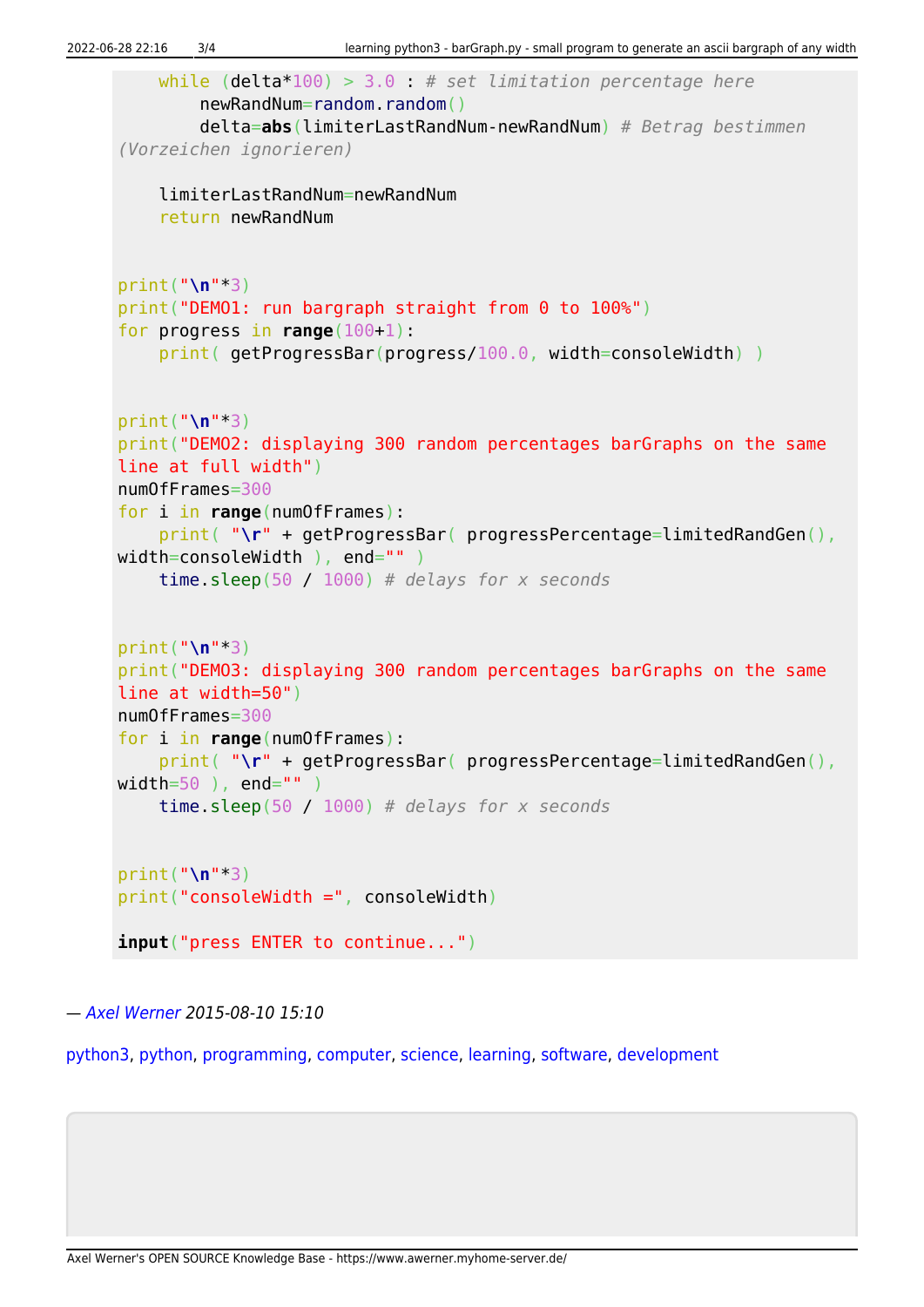```
    while (delta*100) > 3.0 : # set limitation percentage here
        newRandNum=random.random()
        delta=abs(limiterLastRandNum-newRandNum) # Betrag bestimmen
(Vorzeichen ignorieren)

    limiterLastRandNum=newRandNum
    return newRandNum


print("\n"*3)
print("DEMO1: run bargraph straight from 0 to 100%")
for progress in range(100+1):
    print( getProgressBar(progress/100.0, width=consoleWidth) )


print("\n"*3)
print("DEMO2: displaying 300 random percentages barGraphs on the same
line at full width")
numOfFrames=300
for i in range(numOfFrames):
    print( "\r" + getProgressBar( progressPercentage=limitedRandGen(),
width=consoleWidth ), end="" )
    time.sleep(50 / 1000) # delays for x seconds


print("\n"*3)
print("DEMO3: displaying 300 random percentages barGraphs on the same
line at width=50")
numOfFrames=300
for i in range(numOfFrames):
    print( "\r" + getProgressBar( progressPercentage=limitedRandGen(),
width=50 ), end="" )
    time.sleep(50 / 1000) # delays for x seconds


print("\n"*3)
print("consoleWidth =", consoleWidth)

input("press ENTER to continue...")
```

— *Axel Werner 2015-08-10 15:10*

python3, python, programming, computer, science, learning, software, development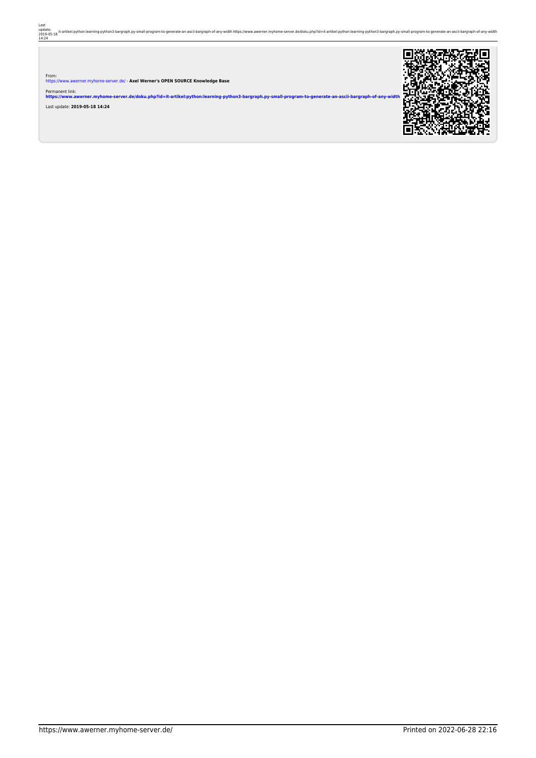From:
https://www.awerner.myhome-server.de/ - **Axel Werner's OPEN SOURCE Knowledge Base**

Permanent link:
**https://www.awerner.myhome-server.de/doku.php?id=it-artikel:python:learning-python3-bargraph.py-small-program-to-generate-an-ascii-bargraph-of-any-width**

Last update: **2019-05-18 14:24**